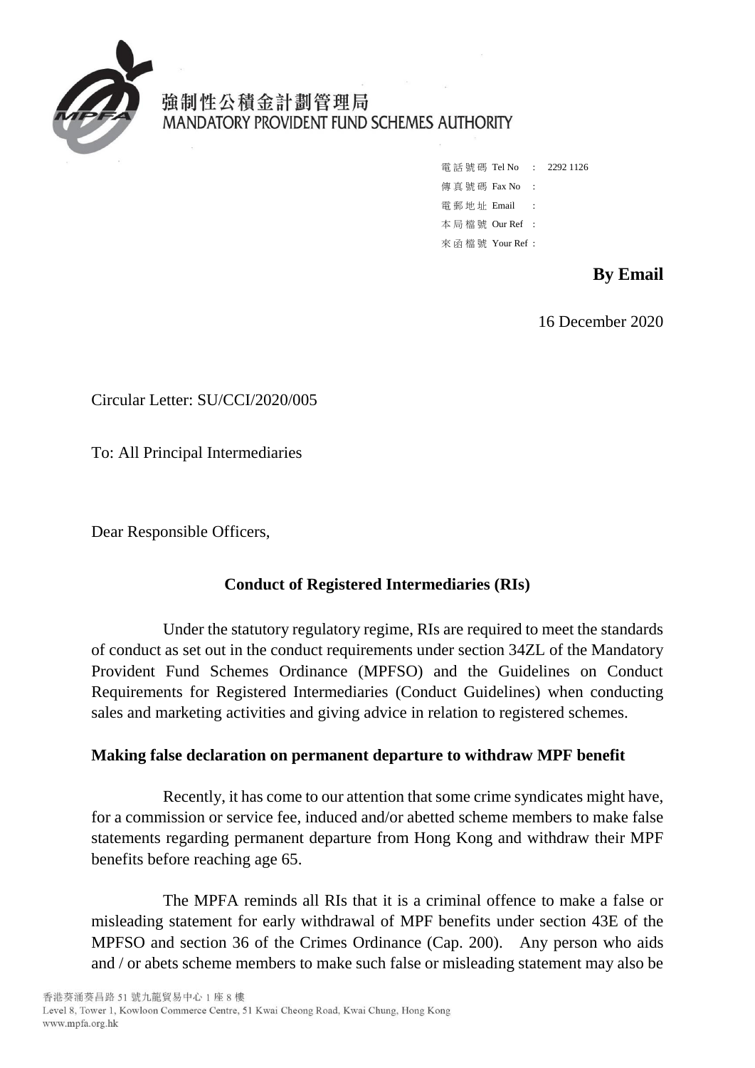強制性公積金計劃管理局
MANDATORY PROVIDENT FUND SCHEMES AUTHORITY

電話號碼 Tel No : 2292 1126
傳真號碼 Fax No :
電郵地址 Email :
本局檔號 Our Ref :
來函檔號 Your Ref :

**By Email**

16 December 2020

Circular Letter: SU/CCI/2020/005

To: All Principal Intermediaries

Dear Responsible Officers,

**Conduct of Registered Intermediaries (RIs)**

Under the statutory regulatory regime, RIs are required to meet the standards of conduct as set out in the conduct requirements under section 34ZL of the Mandatory Provident Fund Schemes Ordinance (MPFSO) and the Guidelines on Conduct Requirements for Registered Intermediaries (Conduct Guidelines) when conducting sales and marketing activities and giving advice in relation to registered schemes.

**Making false declaration on permanent departure to withdraw MPF benefit**

Recently, it has come to our attention that some crime syndicates might have, for a commission or service fee, induced and/or abetted scheme members to make false statements regarding permanent departure from Hong Kong and withdraw their MPF benefits before reaching age 65.

The MPFA reminds all RIs that it is a criminal offence to make a false or misleading statement for early withdrawal of MPF benefits under section 43E of the MPFSO and section 36 of the Crimes Ordinance (Cap. 200). Any person who aids and / or abets scheme members to make such false or misleading statement may also be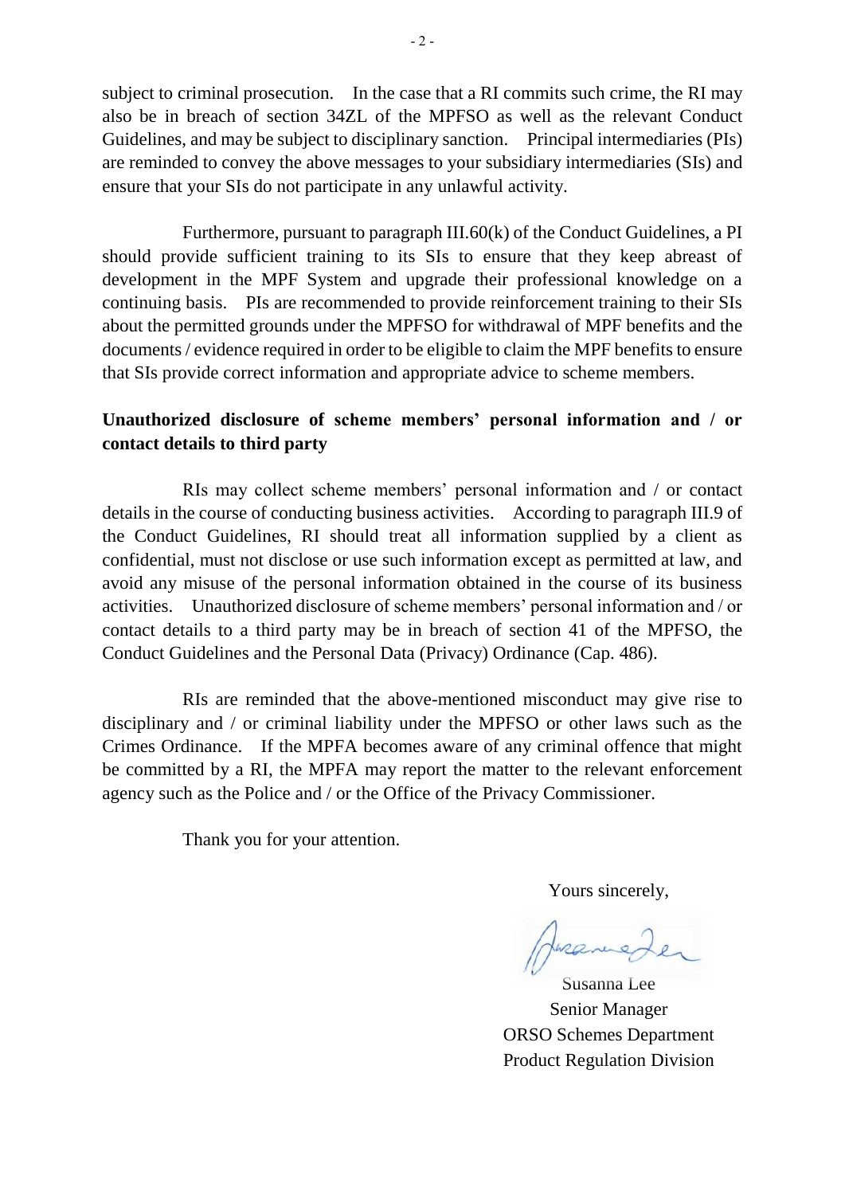subject to criminal prosecution. In the case that a RI commits such crime, the RI may also be in breach of section 34ZL of the MPFSO as well as the relevant Conduct Guidelines, and may be subject to disciplinary sanction. Principal intermediaries (PIs) are reminded to convey the above messages to your subsidiary intermediaries (SIs) and ensure that your SIs do not participate in any unlawful activity.

Furthermore, pursuant to paragraph III.60(k) of the Conduct Guidelines, a PI should provide sufficient training to its SIs to ensure that they keep abreast of development in the MPF System and upgrade their professional knowledge on a continuing basis. PIs are recommended to provide reinforcement training to their SIs about the permitted grounds under the MPFSO for withdrawal of MPF benefits and the documents / evidence required in order to be eligible to claim the MPF benefits to ensure that SIs provide correct information and appropriate advice to scheme members.

**Unauthorized disclosure of scheme members' personal information and / or contact details to third party**

RIs may collect scheme members' personal information and / or contact details in the course of conducting business activities. According to paragraph III.9 of the Conduct Guidelines, RI should treat all information supplied by a client as confidential, must not disclose or use such information except as permitted at law, and avoid any misuse of the personal information obtained in the course of its business activities. Unauthorized disclosure of scheme members' personal information and / or contact details to a third party may be in breach of section 41 of the MPFSO, the Conduct Guidelines and the Personal Data (Privacy) Ordinance (Cap. 486).

RIs are reminded that the above-mentioned misconduct may give rise to disciplinary and / or criminal liability under the MPFSO or other laws such as the Crimes Ordinance. If the MPFA becomes aware of any criminal offence that might be committed by a RI, the MPFA may report the matter to the relevant enforcement agency such as the Police and / or the Office of the Privacy Commissioner.

Thank you for your attention.

Yours sincerely,

Susanna Lee
Senior Manager
ORSO Schemes Department
Product Regulation Division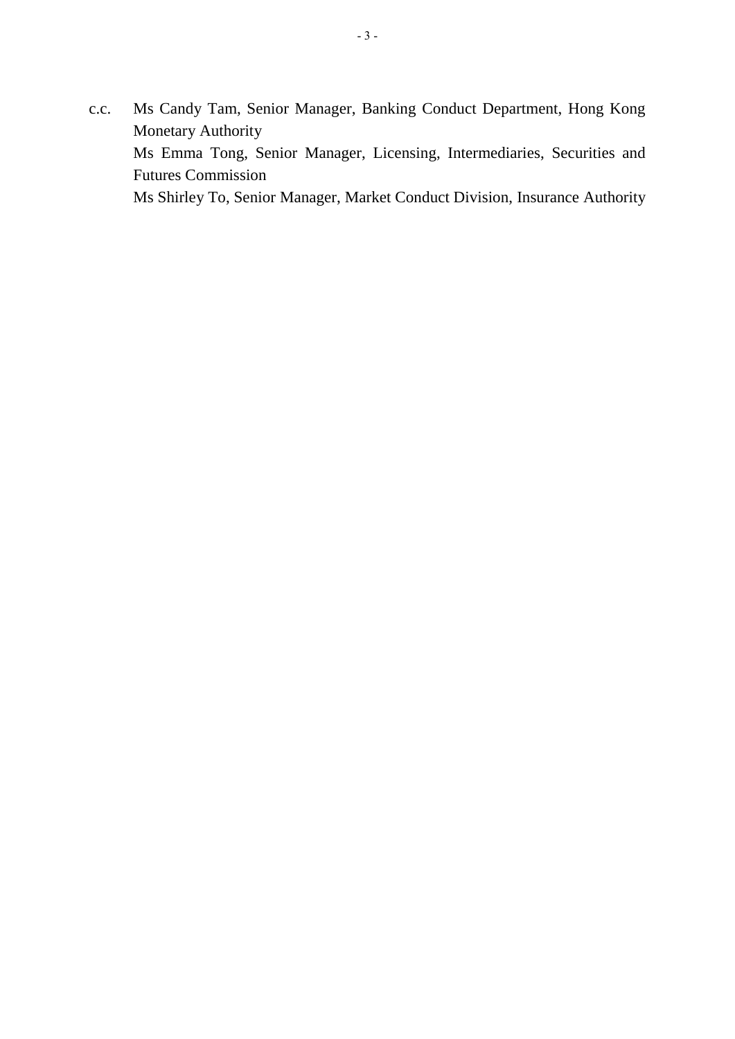c.c. Ms Candy Tam, Senior Manager, Banking Conduct Department, Hong Kong Monetary Authority

Ms Emma Tong, Senior Manager, Licensing, Intermediaries, Securities and Futures Commission

Ms Shirley To, Senior Manager, Market Conduct Division, Insurance Authority